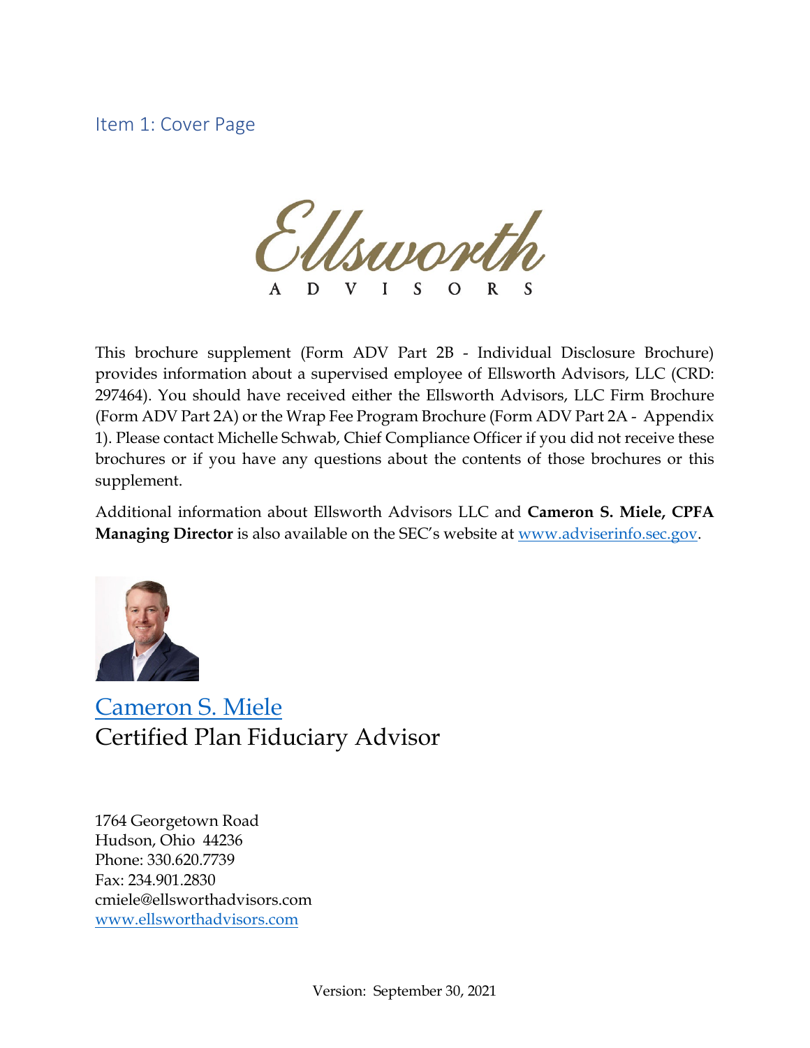## Item 1: Cover Page

Ellsworth
ADVISORS

This brochure supplement (Form ADV Part 2B - Individual Disclosure Brochure) provides information about a supervised employee of Ellsworth Advisors, LLC (CRD: 297464). You should have received either the Ellsworth Advisors, LLC Firm Brochure (Form ADV Part 2A) or the Wrap Fee Program Brochure (Form ADV Part 2A - Appendix 1). Please contact Michelle Schwab, Chief Compliance Officer if you did not receive these brochures or if you have any questions about the contents of those brochures or this supplement.

Additional information about Ellsworth Advisors LLC and **Cameron S. Miele, CPFA Managing Director** is also available on the SEC's website at [www.adviserinfo.sec.gov](www.adviserinfo.sec.gov).

Cameron S. Miele
Certified Plan Fiduciary Advisor

1764 Georgetown Road
Hudson, Ohio 44236
Phone: 330.620.7739
Fax: 234.901.2830
cmiele@ellsworthadvisors.com
[www.ellsworthadvisors.com](www.ellsworthadvisors.com)

Version: September 30, 2021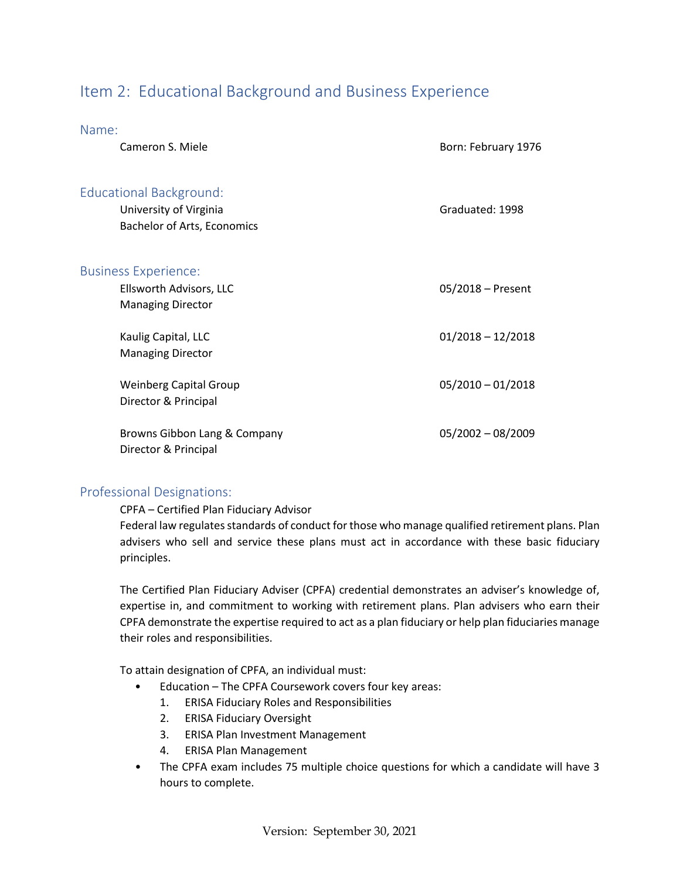## Item 2: Educational Background and Business Experience

### Name:

Cameron S. Miele — Born: February 1976

### Educational Background:

University of Virginia — Graduated: 1998
Bachelor of Arts, Economics

### Business Experience:

Ellsworth Advisors, LLC — 05/2018 – Present
Managing Director

Kaulig Capital, LLC — 01/2018 – 12/2018
Managing Director

Weinberg Capital Group — 05/2010 – 01/2018
Director & Principal

Browns Gibbon Lang & Company — 05/2002 – 08/2009
Director & Principal

### Professional Designations:

CPFA – Certified Plan Fiduciary Advisor

Federal law regulates standards of conduct for those who manage qualified retirement plans. Plan advisers who sell and service these plans must act in accordance with these basic fiduciary principles.

The Certified Plan Fiduciary Adviser (CPFA) credential demonstrates an adviser's knowledge of, expertise in, and commitment to working with retirement plans. Plan advisers who earn their CPFA demonstrate the expertise required to act as a plan fiduciary or help plan fiduciaries manage their roles and responsibilities.

To attain designation of CPFA, an individual must:

- Education – The CPFA Coursework covers four key areas:
  1. ERISA Fiduciary Roles and Responsibilities
  2. ERISA Fiduciary Oversight
  3. ERISA Plan Investment Management
  4. ERISA Plan Management
- The CPFA exam includes 75 multiple choice questions for which a candidate will have 3 hours to complete.

Version: September 30, 2021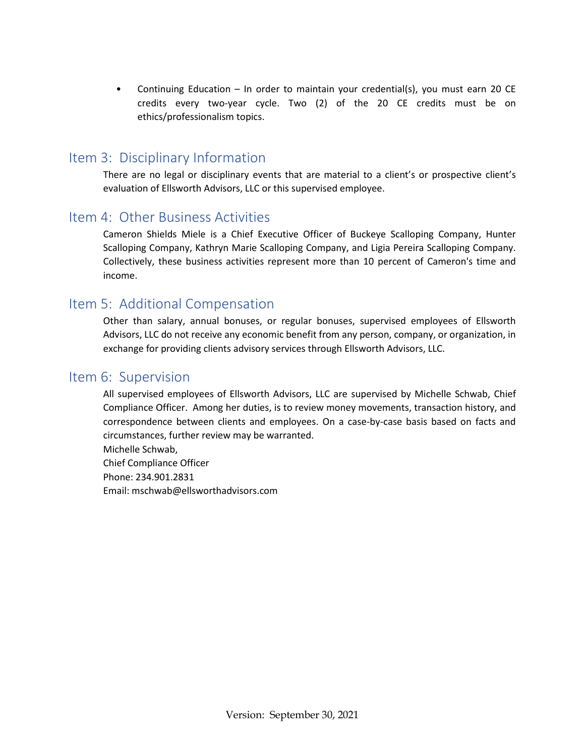- Continuing Education – In order to maintain your credential(s), you must earn 20 CE credits every two-year cycle. Two (2) of the 20 CE credits must be on ethics/professionalism topics.

## Item 3: Disciplinary Information

There are no legal or disciplinary events that are material to a client's or prospective client's evaluation of Ellsworth Advisors, LLC or this supervised employee.

## Item 4: Other Business Activities

Cameron Shields Miele is a Chief Executive Officer of Buckeye Scalloping Company, Hunter Scalloping Company, Kathryn Marie Scalloping Company, and Ligia Pereira Scalloping Company. Collectively, these business activities represent more than 10 percent of Cameron's time and income.

## Item 5: Additional Compensation

Other than salary, annual bonuses, or regular bonuses, supervised employees of Ellsworth Advisors, LLC do not receive any economic benefit from any person, company, or organization, in exchange for providing clients advisory services through Ellsworth Advisors, LLC.

## Item 6: Supervision

All supervised employees of Ellsworth Advisors, LLC are supervised by Michelle Schwab, Chief Compliance Officer. Among her duties, is to review money movements, transaction history, and correspondence between clients and employees. On a case-by-case basis based on facts and circumstances, further review may be warranted.

Michelle Schwab,
Chief Compliance Officer
Phone: 234.901.2831
Email: mschwab@ellsworthadvisors.com

Version: September 30, 2021